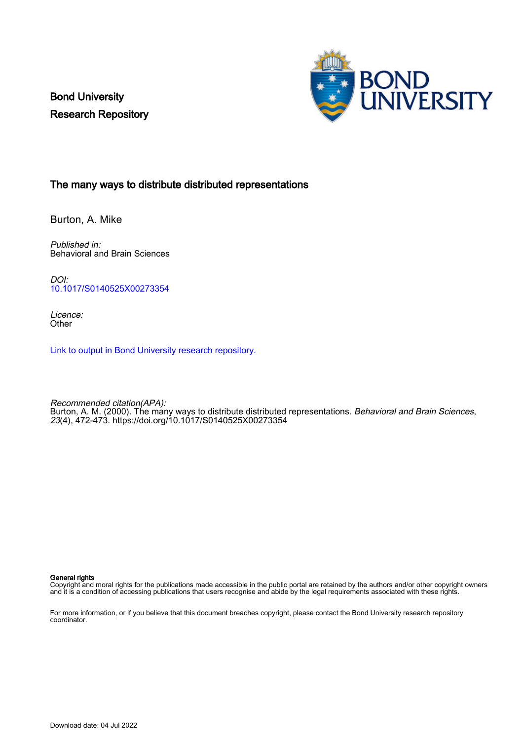Bond University
Research Repository

# The many ways to distribute distributed representations

Burton, A. Mike

*Published in:*
Behavioral and Brain Sciences

*DOI:*
10.1017/S0140525X00273354

*Licence:*
Other

Link to output in Bond University research repository.

*Recommended citation(APA):*
Burton, A. M. (2000). The many ways to distribute distributed representations. *Behavioral and Brain Sciences*, *23*(4), 472-473. https://doi.org/10.1017/S0140525X00273354

**General rights**
Copyright and moral rights for the publications made accessible in the public portal are retained by the authors and/or other copyright owners and it is a condition of accessing publications that users recognise and abide by the legal requirements associated with these rights.

For more information, or if you believe that this document breaches copyright, please contact the Bond University research repository coordinator.

Download date: 04 Jul 2022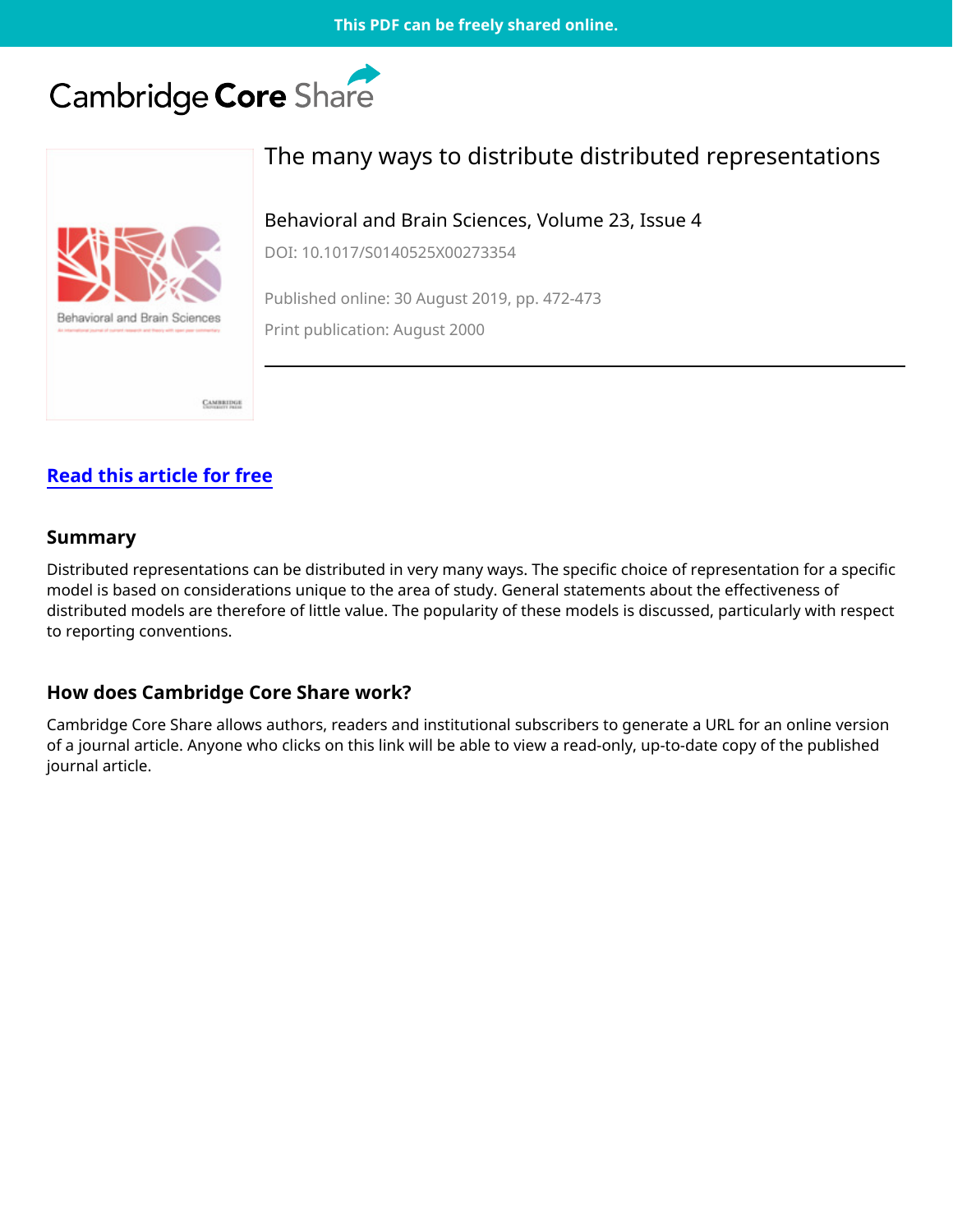This PDF can be freely shared online.

Cambridge Core Share

# The many ways to distribute distributed representations

Behavioral and Brain Sciences, Volume 23, Issue 4

DOI: 10.1017/S0140525X00273354

Published online: 30 August 2019, pp. 472-473

Print publication: August 2000

**Read this article for free**

## Summary

Distributed representations can be distributed in very many ways. The specific choice of representation for a specific model is based on considerations unique to the area of study. General statements about the effectiveness of distributed models are therefore of little value. The popularity of these models is discussed, particularly with respect to reporting conventions.

## How does Cambridge Core Share work?

Cambridge Core Share allows authors, readers and institutional subscribers to generate a URL for an online version of a journal article. Anyone who clicks on this link will be able to view a read-only, up-to-date copy of the published journal article.